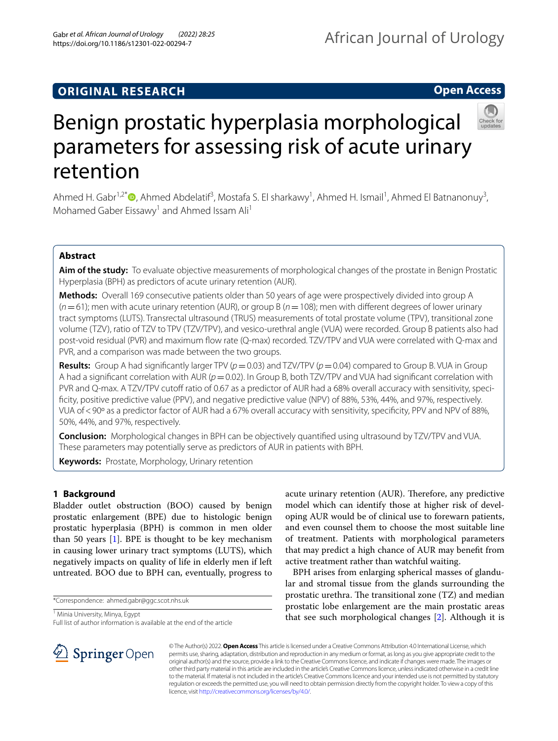ORIGINAL RESEARCH

Open Access

# Benign prostatic hyperplasia morphological parameters for assessing risk of acute urinary retention

Ahmed H. Gabr[1,2*], Ahmed Abdelatif[3], Mostafa S. El sharkawy[1], Ahmed H. Ismail[1], Ahmed El Batnanonuy[3], Mohamed Gaber Eissawy[1] and Ahmed Issam Ali[1]

## Abstract

**Aim of the study:** To evaluate objective measurements of morphological changes of the prostate in Benign Prostatic Hyperplasia (BPH) as predictors of acute urinary retention (AUR).

**Methods:** Overall 169 consecutive patients older than 50 years of age were prospectively divided into group A ($n = 61$); men with acute urinary retention (AUR), or group B ($n = 108$); men with different degrees of lower urinary tract symptoms (LUTS). Transrectal ultrasound (TRUS) measurements of total prostate volume (TPV), transitional zone volume (TZV), ratio of TZV to TPV (TZV/TPV), and vesico-urethral angle (VUA) were recorded. Group B patients also had post-void residual (PVR) and maximum flow rate (Q-max) recorded. TZV/TPV and VUA were correlated with Q-max and PVR, and a comparison was made between the two groups.

**Results:** Group A had significantly larger TPV ($p = 0.03$) and TZV/TPV ($p = 0.04$) compared to Group B. VUA in Group A had a significant correlation with AUR ($p = 0.02$). In Group B, both TZV/TPV and VUA had significant correlation with PVR and Q-max. A TZV/TPV cutoff ratio of 0.67 as a predictor of AUR had a 68% overall accuracy with sensitivity, specificity, positive predictive value (PPV), and negative predictive value (NPV) of 88%, 53%, 44%, and 97%, respectively. VUA of < 90º as a predictor factor of AUR had a 67% overall accuracy with sensitivity, specificity, PPV and NPV of 88%, 50%, 44%, and 97%, respectively.

**Conclusion:** Morphological changes in BPH can be objectively quantified using ultrasound by TZV/TPV and VUA. These parameters may potentially serve as predictors of AUR in patients with BPH.

**Keywords:** Prostate, Morphology, Urinary retention

## 1 Background

Bladder outlet obstruction (BOO) caused by benign prostatic enlargement (BPE) due to histologic benign prostatic hyperplasia (BPH) is common in men older than 50 years [1]. BPE is thought to be key mechanism in causing lower urinary tract symptoms (LUTS), which negatively impacts on quality of life in elderly men if left untreated. BOO due to BPH can, eventually, progress to acute urinary retention (AUR). Therefore, any predictive model which can identify those at higher risk of developing AUR would be of clinical use to forewarn patients, and even counsel them to choose the most suitable line of treatment. Patients with morphological parameters that may predict a high chance of AUR may benefit from active treatment rather than watchful waiting.

BPH arises from enlarging spherical masses of glandular and stromal tissue from the glands surrounding the prostatic urethra. The transitional zone (TZ) and median prostatic lobe enlargement are the main prostatic areas that see such morphological changes [2]. Although it is

*Correspondence: ahmed.gabr@ggc.scot.nhs.uk

[1] Minia University, Minya, Egypt

Full list of author information is available at the end of the article

© The Author(s) 2022. **Open Access** This article is licensed under a Creative Commons Attribution 4.0 International License, which permits use, sharing, adaptation, distribution and reproduction in any medium or format, as long as you give appropriate credit to the original author(s) and the source, provide a link to the Creative Commons licence, and indicate if changes were made. The images or other third party material in this article are included in the article's Creative Commons licence, unless indicated otherwise in a credit line to the material. If material is not included in the article's Creative Commons licence and your intended use is not permitted by statutory regulation or exceeds the permitted use, you will need to obtain permission directly from the copyright holder. To view a copy of this licence, visit http://creativecommons.org/licenses/by/4.0/.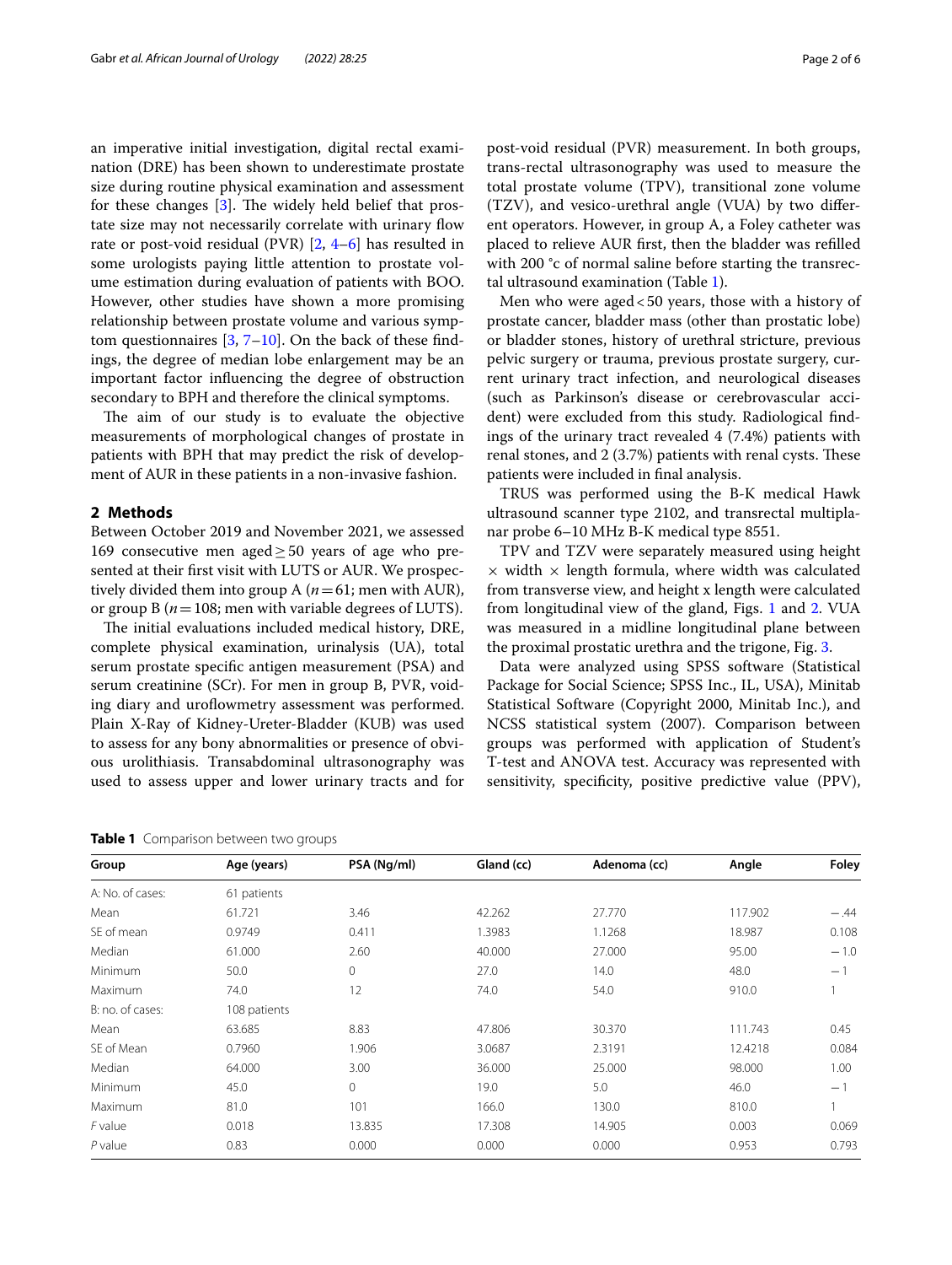an imperative initial investigation, digital rectal examination (DRE) has been shown to underestimate prostate size during routine physical examination and assessment for these changes [3]. The widely held belief that prostate size may not necessarily correlate with urinary flow rate or post-void residual (PVR) [2, 4–6] has resulted in some urologists paying little attention to prostate volume estimation during evaluation of patients with BOO. However, other studies have shown a more promising relationship between prostate volume and various symptom questionnaires [3, 7–10]. On the back of these findings, the degree of middle lobe enlargement may be an important factor influencing the degree of obstruction secondary to BPH and therefore the clinical symptoms.

The aim of our study is to evaluate the objective measurements of morphological changes of prostate in patients with BPH that may predict the risk of development of AUR in these patients in a non-invasive fashion.

## 2 Methods

Between October 2019 and November 2021, we assessed 169 consecutive men aged ≥ 50 years of age who presented at their first visit with LUTS or AUR. We prospectively divided them into group A ($n = 61$; men with AUR), or group B ($n = 108$; men with variable degrees of LUTS).

The initial evaluations included medical history, DRE, complete physical examination, urinalysis (UA), total serum prostate specific antigen measurement (PSA) and serum creatinine (SCr). For men in group B, PVR, voiding diary and uroflowmetry assessment was performed. Plain X-Ray of Kidney-Ureter-Bladder (KUB) was used to assess for any bony abnormalities or presence of obvious urolithiasis. Transabdominal ultrasonography was used to assess upper and lower urinary tracts and for post-void residual (PVR) measurement. In both groups, trans-rectal ultrasonography was used to measure the total prostate volume (TPV), transitional zone volume (TZV), and vesico-urethral angle (VUA) by two different operators. However, in group A, a Foley catheter was placed to relieve AUR first, then the bladder was refilled with 200 °c of normal saline before starting the transrectal ultrasound examination (Table 1).

Men who were aged < 50 years, those with a history of prostate cancer, bladder mass (other than prostatic lobe) or bladder stones, history of urethral stricture, previous pelvic surgery or trauma, previous prostate surgery, current urinary tract infection, and neurological diseases (such as Parkinson's disease or cerebrovascular accident) were excluded from this study. Radiological findings of the urinary tract revealed 4 (7.4%) patients with renal stones, and 2 (3.7%) patients with renal cysts. These patients were included in final analysis.

TRUS was performed using the B-K medical Hawk ultrasound scanner type 2102, and transrectal multiplanar probe 6–10 MHz B-K medical type 8551.

TPV and TZV were separately measured using height × width × length formula, where width was calculated from transverse view, and height x length were calculated from longitudinal view of the gland, Figs. 1 and 2. VUA was measured in a midline longitudinal plane between the proximal prostatic urethra and the trigone, Fig. 3.

Data were analyzed using SPSS software (Statistical Package for Social Science; SPSS Inc., IL, USA), Minitab Statistical Software (Copyright 2000, Minitab Inc.), and NCSS statistical system (2007). Comparison between groups was performed with application of Student's T-test and ANOVA test. Accuracy was represented with sensitivity, specificity, positive predictive value (PPV),

**Table 1** Comparison between two groups

| Group | Age (years) | PSA (Ng/ml) | Gland (cc) | Adenoma (cc) | Angle | Foley |
|---|---|---|---|---|---|---|
| A: No. of cases: | 61 patients | | | | | |
| Mean | 61.721 | 3.46 | 42.262 | 27.770 | 117.902 | −.44 |
| SE of mean | 0.9749 | 0.411 | 1.3983 | 1.1268 | 18.987 | 0.108 |
| Median | 61.000 | 2.60 | 40.000 | 27.000 | 95.00 | −1.0 |
| Minimum | 50.0 | 0 | 27.0 | 14.0 | 48.0 | −1 |
| Maximum | 74.0 | 12 | 74.0 | 54.0 | 910.0 | 1 |
| B: no. of cases: | 108 patients | | | | | |
| Mean | 63.685 | 8.83 | 47.806 | 30.370 | 111.743 | 0.45 |
| SE of Mean | 0.7960 | 1.906 | 3.0687 | 2.3191 | 12.4218 | 0.084 |
| Median | 64.000 | 3.00 | 36.000 | 25.000 | 98.000 | 1.00 |
| Minimum | 45.0 | 0 | 19.0 | 5.0 | 46.0 | −1 |
| Maximum | 81.0 | 101 | 166.0 | 130.0 | 810.0 | 1 |
| *F* value | 0.018 | 13.835 | 17.308 | 14.905 | 0.003 | 0.069 |
| *P* value | 0.83 | 0.000 | 0.000 | 0.000 | 0.953 | 0.793 |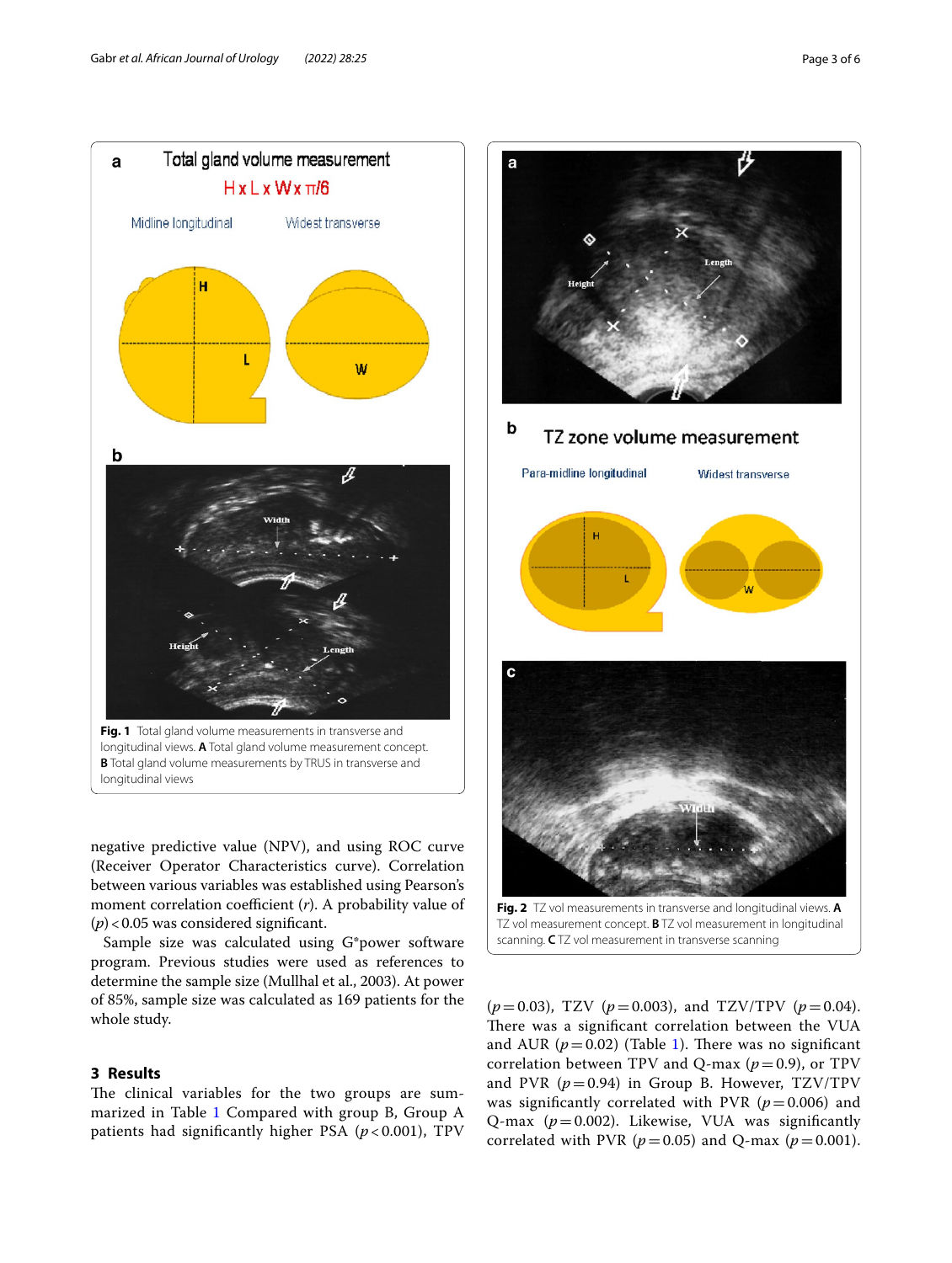Fig. 1 Total gland volume measurements in transverse and longitudinal views. **A** Total gland volume measurement concept. **B** Total gland volume measurements by TRUS in transverse and longitudinal views

Fig. 2 TZ vol measurements in transverse and longitudinal views. **A** TZ vol measurement concept. **B** TZ vol measurement in longitudinal scanning. **C** TZ vol measurement in transverse scanning

negative predictive value (NPV), and using ROC curve (Receiver Operator Characteristics curve). Correlation between various variables was established using Pearson's moment correlation coefficient (*r*). A probability value of (*p*) $<0.05$ was considered significant.

Sample size was calculated using G*power software program. Previous studies were used as references to determine the sample size (Mullhal et al., 2003). At power of 85%, sample size was calculated as 169 patients for the whole study.

## 3 Results

The clinical variables for the two groups are summarized in Table 1 Compared with group B, Group A patients had significantly higher PSA ($p<0.001$), TPV ($p=0.03$), TZV ($p=0.003$), and TZV/TPV ($p=0.04$). There was a significant correlation between the VUA and AUR ($p=0.02$) (Table 1). There was no significant correlation between TPV and Q-max ($p=0.9$), or TPV and PVR ($p=0.94$) in Group B. However, TZV/TPV was significantly correlated with PVR ($p=0.006$) and Q-max ($p=0.002$). Likewise, VUA was significantly correlated with PVR ($p=0.05$) and Q-max ($p=0.001$).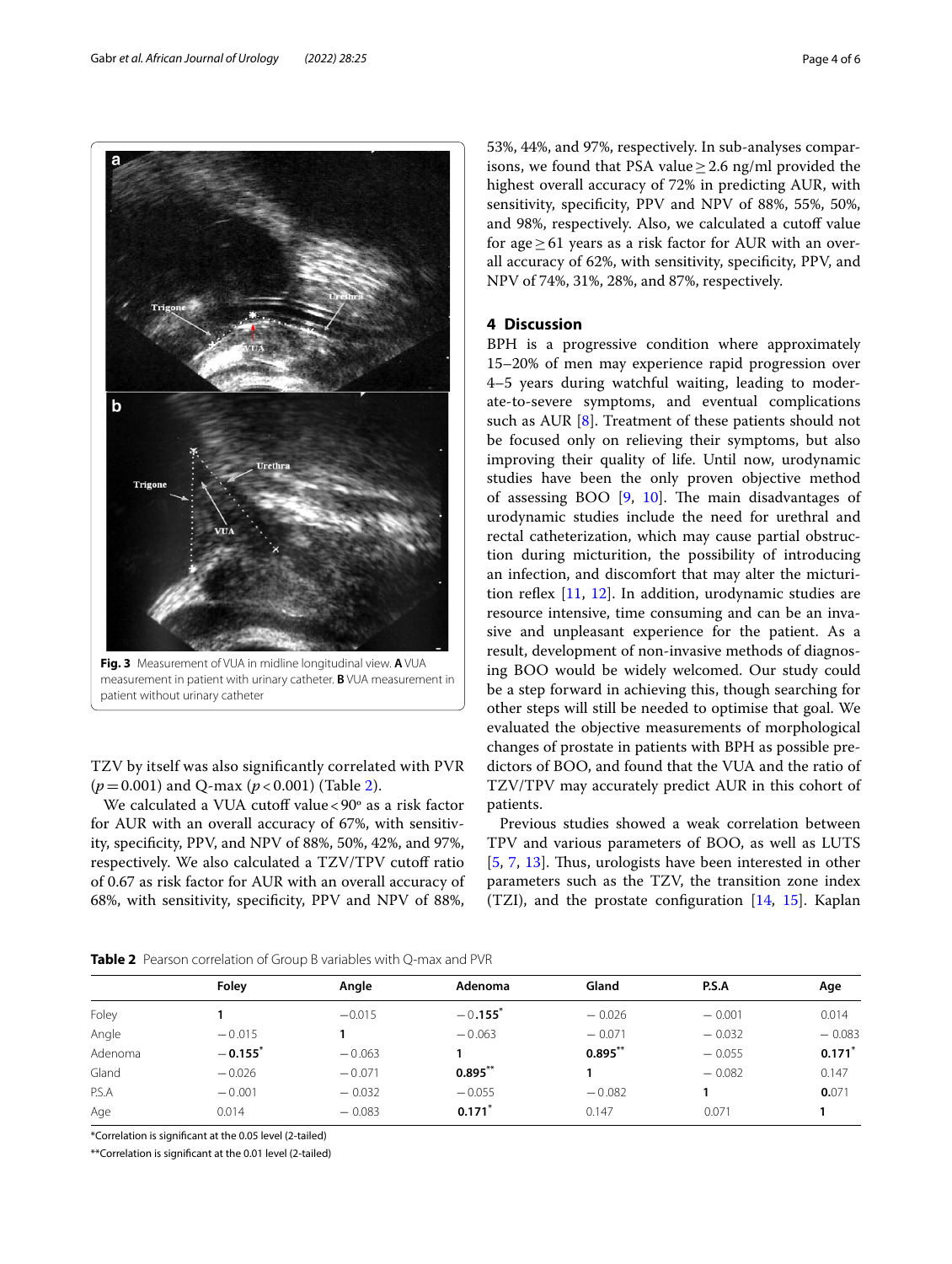Fig. 3 Measurement of VUA in midline longitudinal view. **A** VUA measurement in patient with urinary catheter. **B** VUA measurement in patient without urinary catheter

TZV by itself was also significantly correlated with PVR ($p = 0.001$) and Q-max ($p < 0.001$) (Table 2).

We calculated a VUA cutoff value < 90º as a risk factor for AUR with an overall accuracy of 67%, with sensitivity, specificity, PPV, and NPV of 88%, 50%, 42%, and 97%, respectively. We also calculated a TZV/TPV cutoff ratio of 0.67 as risk factor for AUR with an overall accuracy of 68%, with sensitivity, specificity, PPV and NPV of 88%, 53%, 44%, and 97%, respectively. In sub-analyses comparisons, we found that PSA value ≥ 2.6 ng/ml provided the highest overall accuracy of 72% in predicting AUR, with sensitivity, specificity, PPV and NPV of 88%, 55%, 50%, and 98%, respectively. Also, we calculated a cutoff value for age ≥ 61 years as a risk factor for AUR with an overall accuracy of 62%, with sensitivity, specificity, PPV, and NPV of 74%, 31%, 28%, and 87%, respectively.

## 4 Discussion

BPH is a progressive condition where approximately 15–20% of men may experience rapid progression over 4–5 years during watchful waiting, leading to moderate-to-severe symptoms, and eventual complications such as AUR [8]. Treatment of these patients should not be focused only on relieving their symptoms, but also improving their quality of life. Until now, urodynamic studies have been the only proven objective method of assessing BOO [9, 10]. The main disadvantages of urodynamic studies include the need for urethral and rectal catheterization, which may cause partial obstruction during micturition, the possibility of introducing an infection, and discomfort that may alter the micturition reflex [11, 12]. In addition, urodynamic studies are resource intensive, time consuming and can be an invasive and unpleasant experience for the patient. As a result, development of non-invasive methods of diagnosing BOO would be widely welcomed. Our study could be a step forward in achieving this, though searching for other steps will still be needed to optimise that goal. We evaluated the objective measurements of morphological changes of prostate in patients with BPH as possible predictors of BOO, and found that the VUA and the ratio of TZV/TPV may accurately predict AUR in this cohort of patients.

Previous studies showed a weak correlation between TPV and various parameters of BOO, as well as LUTS [5, 7, 13]. Thus, urologists have been interested in other parameters such as the TZV, the transition zone index (TZI), and the prostate configuration [14, 15]. Kaplan

**Table 2** Pearson correlation of Group B variables with Q-max and PVR

| | Foley | Angle | Adenoma | Gland | P.S.A | Age |
|---|---|---|---|---|---|---|
| Foley | **1** | −0.015 | **−0.155*** | −0.026 | −0.001 | 0.014 |
| Angle | −0.015 | **1** | −0.063 | −0.071 | −0.032 | −0.083 |
| Adenoma | **−0.155*** | −0.063 | **1** | **0.895**** | −0.055 | **0.171*** |
| Gland | −0.026 | −0.071 | **0.895**** | **1** | −0.082 | 0.147 |
| P.S.A | −0.001 | −0.032 | −0.055 | −0.082 | **1** | **0.**071 |
| Age | 0.014 | −0.083 | **0.171*** | 0.147 | 0.071 | **1** |

*Correlation is significant at the 0.05 level (2-tailed)

**Correlation is significant at the 0.01 level (2-tailed)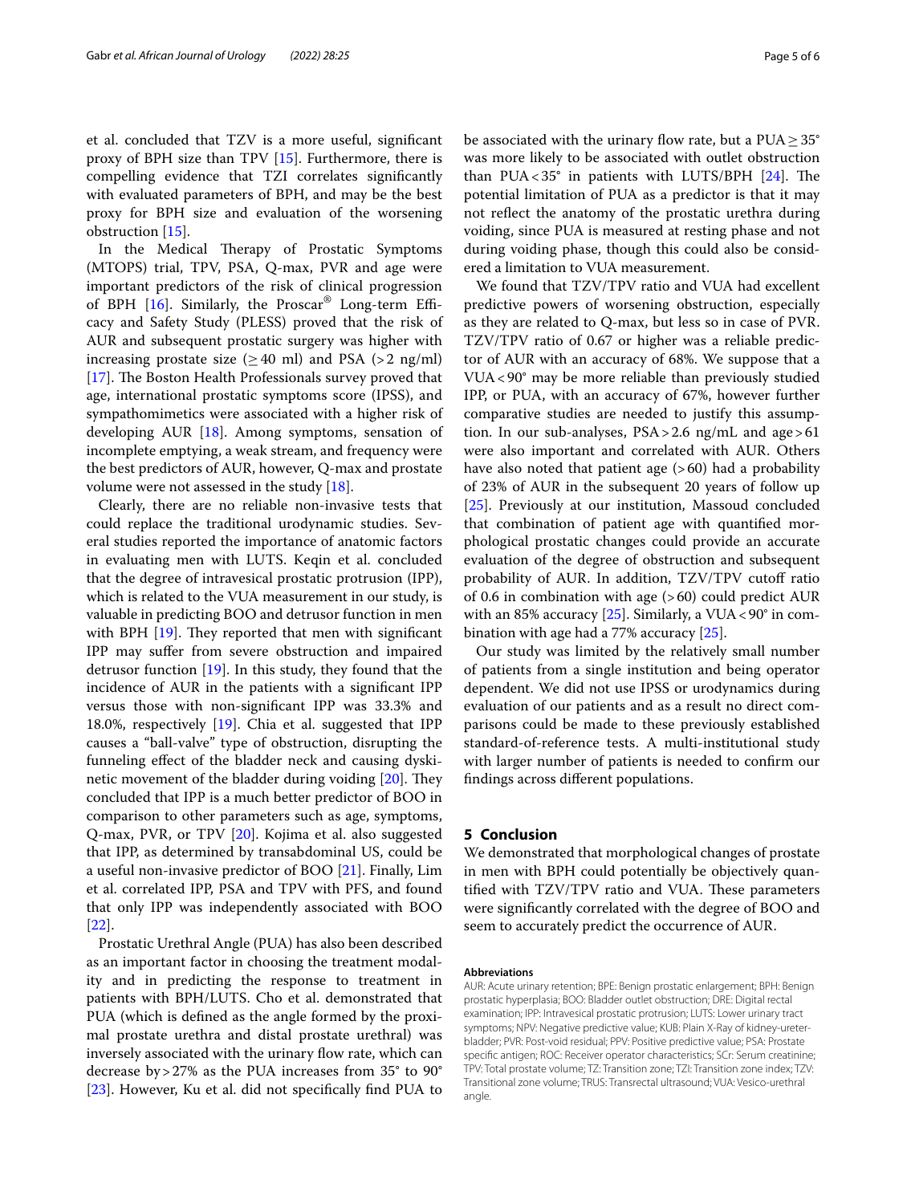et al. concluded that TZV is a more useful, significant proxy of BPH size than TPV [15]. Furthermore, there is compelling evidence that TZI correlates significantly with evaluated parameters of BPH, and may be the best proxy for BPH size and evaluation of the worsening obstruction [15].

In the Medical Therapy of Prostatic Symptoms (MTOPS) trial, TPV, PSA, Q-max, PVR and age were important predictors of the risk of clinical progression of BPH [16]. Similarly, the Proscar® Long-term Efficacy and Safety Study (PLESS) proved that the risk of AUR and subsequent prostatic surgery was higher with increasing prostate size (≥ 40 ml) and PSA (> 2 ng/ml) [17]. The Boston Health Professionals survey proved that age, international prostatic symptoms score (IPSS), and sympathomimetics were associated with a higher risk of developing AUR [18]. Among symptoms, sensation of incomplete emptying, a weak stream, and frequency were the best predictors of AUR, however, Q-max and prostate volume were not assessed in the study [18].

Clearly, there are no reliable non-invasive tests that could replace the traditional urodynamic studies. Several studies reported the importance of anatomic factors in evaluating men with LUTS. Keqin et al. concluded that the degree of intravesical prostatic protrusion (IPP), which is related to the VUA measurement in our study, is valuable in predicting BOO and detrusor function in men with BPH [19]. They reported that men with significant IPP may suffer from severe obstruction and impaired detrusor function [19]. In this study, they found that the incidence of AUR in the patients with a significant IPP versus those with non-significant IPP was 33.3% and 18.0%, respectively [19]. Chia et al. suggested that IPP causes a "ball-valve" type of obstruction, disrupting the funneling effect of the bladder neck and causing dyskinetic movement of the bladder during voiding [20]. They concluded that IPP is a much better predictor of BOO in comparison to other parameters such as age, symptoms, Q-max, PVR, or TPV [20]. Kojima et al. also suggested that IPP, as determined by transabdominal US, could be a useful non-invasive predictor of BOO [21]. Finally, Lim et al. correlated IPP, PSA and TPV with PFS, and found that only IPP was independently associated with BOO [22].

Prostatic Urethral Angle (PUA) has also been described as an important factor in choosing the treatment modality and in predicting the response to treatment in patients with BPH/LUTS. Cho et al. demonstrated that PUA (which is defined as the angle formed by the proximal prostate urethra and distal prostate urethral) was inversely associated with the urinary flow rate, which can decrease by > 27% as the PUA increases from 35° to 90° [23]. However, Ku et al. did not specifically find PUA to be associated with the urinary flow rate, but a PUA ≥ 35° was more likely to be associated with outlet obstruction than PUA < 35° in patients with LUTS/BPH [24]. The potential limitation of PUA as a predictor is that it may not reflect the anatomy of the prostatic urethra during voiding, since PUA is measured at resting phase and not during voiding phase, though this could also be considered a limitation to VUA measurement.

We found that TZV/TPV ratio and VUA had excellent predictive powers of worsening obstruction, especially as they are related to Q-max, but less so in case of PVR. TZV/TPV ratio of 0.67 or higher was a reliable predictor of AUR with an accuracy of 68%. We suppose that a VUA < 90° may be more reliable than previously studied IPP, or PUA, with an accuracy of 67%, however further comparative studies are needed to justify this assumption. In our sub-analyses, PSA > 2.6 ng/mL and age > 61 were also important and correlated with AUR. Others have also noted that patient age (> 60) had a probability of 23% of AUR in the subsequent 20 years of follow up [25]. Previously at our institution, Massoud concluded that combination of patient age with quantified morphological prostatic changes could provide an accurate evaluation of the degree of obstruction and subsequent probability of AUR. In addition, TZV/TPV cutoff ratio of 0.6 in combination with age (> 60) could predict AUR with an 85% accuracy [25]. Similarly, a VUA < 90° in combination with age had a 77% accuracy [25].

Our study was limited by the relatively small number of patients from a single institution and being operator dependent. We did not use IPSS or urodynamics during evaluation of our patients and as a result no direct comparisons could be made to these previously established standard-of-reference tests. A multi-institutional study with larger number of patients is needed to confirm our findings across different populations.

## 5 Conclusion

We demonstrated that morphological changes of prostate in men with BPH could potentially be objectively quantified with TZV/TPV ratio and VUA. These parameters were significantly correlated with the degree of BOO and seem to accurately predict the occurrence of AUR.

#### Abbreviations

AUR: Acute urinary retention; BPE: Benign prostatic enlargement; BPH: Benign prostatic hyperplasia; BOO: Bladder outlet obstruction; DRE: Digital rectal examination; IPP: Intravesical prostatic protrusion; LUTS: Lower urinary tract symptoms; NPV: Negative predictive value; KUB: Plain X-Ray of kidney-ureter-bladder; PVR: Post-void residual; PPV: Positive predictive value; PSA: Prostate specific antigen; ROC: Receiver operator characteristics; SCr: Serum creatinine; TPV: Total prostate volume; TZ: Transition zone; TZI: Transition zone index; TZV: Transitional zone volume; TRUS: Transrectal ultrasound; VUA: Vesico-urethral angle.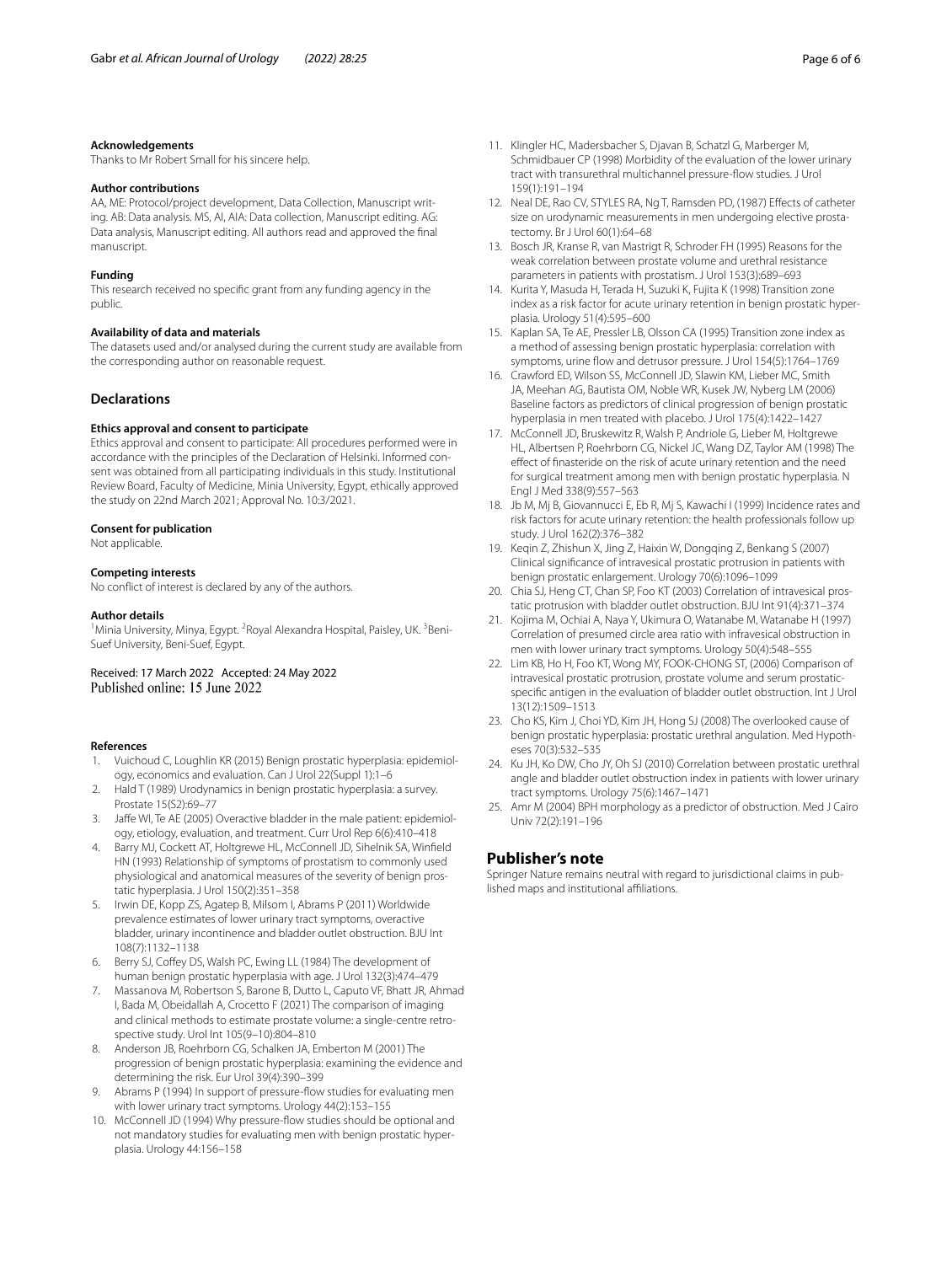#### Acknowledgements

Thanks to Mr Robert Small for his sincere help.

#### Author contributions

AA, ME: Protocol/project development, Data Collection, Manuscript writing. AB: Data analysis. MS, AI, AIA: Data collection, Manuscript editing. AG: Data analysis, Manuscript editing. All authors read and approved the final manuscript.

#### Funding

This research received no specific grant from any funding agency in the public.

#### Availability of data and materials

The datasets used and/or analysed during the current study are available from the corresponding author on reasonable request.

## Declarations

#### Ethics approval and consent to participate

Ethics approval and consent to participate: All procedures performed were in accordance with the principles of the Declaration of Helsinki. Informed consent was obtained from all participating individuals in this study. Institutional Review Board, Faculty of Medicine, Minia University, Egypt, ethically approved the study on 22nd March 2021; Approval No. 10:3/2021.

#### Consent for publication

Not applicable.

#### Competing interests

No conflict of interest is declared by any of the authors.

#### Author details

[1]Minia University, Minya, Egypt. [2]Royal Alexandra Hospital, Paisley, UK. [3]Beni-Suef University, Beni-Suef, Egypt.

Received: 17 March 2022 Accepted: 24 May 2022
Published online: 15 June 2022

#### References

1. Vuichoud C, Loughlin KR (2015) Benign prostatic hyperplasia: epidemiology, economics and evaluation. Can J Urol 22(Suppl 1):1–6
2. Hald T (1989) Urodynamics in benign prostatic hyperplasia: a survey. Prostate 15(S2):69–77
3. Jaffe WI, Te AE (2005) Overactive bladder in the male patient: epidemiology, etiology, evaluation, and treatment. Curr Urol Rep 6(6):410–418
4. Barry MJ, Cockett AT, Holtgrewe HL, McConnell JD, Sihelnik SA, Winfield HN (1993) Relationship of symptoms of prostatism to commonly used physiological and anatomical measures of the severity of benign prostatic hyperplasia. J Urol 150(2):351–358
5. Irwin DE, Kopp ZS, Agatep B, Milsom I, Abrams P (2011) Worldwide prevalence estimates of lower urinary tract symptoms, overactive bladder, urinary incontinence and bladder outlet obstruction. BJU Int 108(7):1132–1138
6. Berry SJ, Coffey DS, Walsh PC, Ewing LL (1984) The development of human benign prostatic hyperplasia with age. J Urol 132(3):474–479
7. Massanova M, Robertson S, Barone B, Dutto L, Caputo VF, Bhatt JR, Ahmad I, Bada M, Obeidallah A, Crocetto F (2021) The comparison of imaging and clinical methods to estimate prostate volume: a single-centre retrospective study. Urol Int 105(9–10):804–810
8. Anderson JB, Roehrborn CG, Schalken JA, Emberton M (2001) The progression of benign prostatic hyperplasia: examining the evidence and determining the risk. Eur Urol 39(4):390–399
9. Abrams P (1994) In support of pressure-flow studies for evaluating men with lower urinary tract symptoms. Urology 44(2):153–155
10. McConnell JD (1994) Why pressure-flow studies should be optional and not mandatory studies for evaluating men with benign prostatic hyperplasia. Urology 44:156–158
11. Klingler HC, Madersbacher S, Djavan B, Schatzl G, Marberger M, Schmidbauer CP (1998) Morbidity of the evaluation of the lower urinary tract with transurethral multichannel pressure-flow studies. J Urol 159(1):191–194
12. Neal DE, Rao CV, STYLES RA, Ng T, Ramsden PD, (1987) Effects of catheter size on urodynamic measurements in men undergoing elective prostatectomy. Br J Urol 60(1):64–68
13. Bosch JR, Kranse R, van Mastrigt R, Schroder FH (1995) Reasons for the weak correlation between prostate volume and urethral resistance parameters in patients with prostatism. J Urol 153(3):689–693
14. Kurita Y, Masuda H, Terada H, Suzuki K, Fujita K (1998) Transition zone index as a risk factor for acute urinary retention in benign prostatic hyperplasia. Urology 51(4):595–600
15. Kaplan SA, Te AE, Pressler LB, Olsson CA (1995) Transition zone index as a method of assessing benign prostatic hyperplasia: correlation with symptoms, urine flow and detrusor pressure. J Urol 154(5):1764–1769
16. Crawford ED, Wilson SS, McConnell JD, Slawin KM, Lieber MC, Smith JA, Meehan AG, Bautista OM, Noble WR, Kusek JW, Nyberg LM (2006) Baseline factors as predictors of clinical progression of benign prostatic hyperplasia in men treated with placebo. J Urol 175(4):1422–1427
17. McConnell JD, Bruskewitz R, Walsh P, Andriole G, Lieber M, Holtgrewe HL, Albertsen P, Roehrborn CG, Nickel JC, Wang DZ, Taylor AM (1998) The effect of finasteride on the risk of acute urinary retention and the need for surgical treatment among men with benign prostatic hyperplasia. N Engl J Med 338(9):557–563
18. Jb M, Mj B, Giovannucci E, Eb R, Mj S, Kawachi I (1999) Incidence rates and risk factors for acute urinary retention: the health professionals follow up study. J Urol 162(2):376–382
19. Keqin Z, Zhishun X, Jing Z, Haixin W, Dongqing Z, Benkang S (2007) Clinical significance of intravesical prostatic protrusion in patients with benign prostatic enlargement. Urology 70(6):1096–1099
20. Chia SJ, Heng CT, Chan SP, Foo KT (2003) Correlation of intravesical prostatic protrusion with bladder outlet obstruction. BJU Int 91(4):371–374
21. Kojima M, Ochiai A, Naya Y, Ukimura O, Watanabe M, Watanabe H (1997) Correlation of presumed circle area ratio with infravesical obstruction in men with lower urinary tract symptoms. Urology 50(4):548–555
22. Lim KB, Ho H, Foo KT, Wong MY, FOOK-CHONG ST, (2006) Comparison of intravesical prostatic protrusion, prostate volume and serum prostatic-specific antigen in the evaluation of bladder outlet obstruction. Int J Urol 13(12):1509–1513
23. Cho KS, Kim J, Choi YD, Kim JH, Hong SJ (2008) The overlooked cause of benign prostatic hyperplasia: prostatic urethral angulation. Med Hypotheses 70(3):532–535
24. Ku JH, Ko DW, Cho JY, Oh SJ (2010) Correlation between prostatic urethral angle and bladder outlet obstruction index in patients with lower urinary tract symptoms. Urology 75(6):1467–1471
25. Amr M (2004) BPH morphology as a predictor of obstruction. Med J Cairo Univ 72(2):191–196

## Publisher's note

Springer Nature remains neutral with regard to jurisdictional claims in published maps and institutional affiliations.